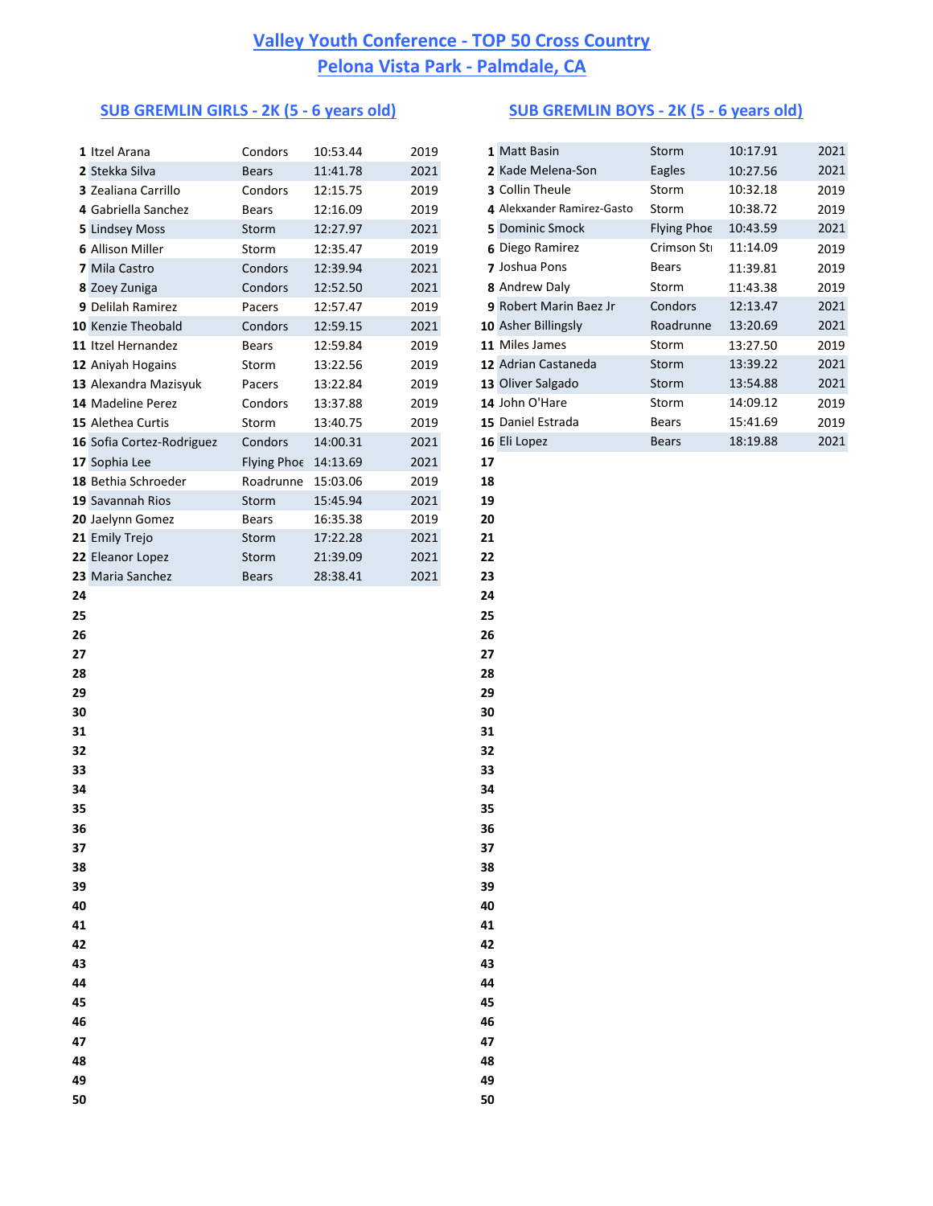# Valley Youth Conference - TOP 50 Cross Country

## Pelona Vista Park - Palmdale, CA

### SUB GREMLIN GIRLS - 2K (5 - 6 years old)

| # | Name | Team | Time | Year |
|---|---|---|---|---|
| 1 | Itzel Arana | Condors | 10:53.44 | 2019 |
| 2 | Stekka Silva | Bears | 11:41.78 | 2021 |
| 3 | Zealiana Carrillo | Condors | 12:15.75 | 2019 |
| 4 | Gabriella Sanchez | Bears | 12:16.09 | 2019 |
| 5 | Lindsey Moss | Storm | 12:27.97 | 2021 |
| 6 | Allison Miller | Storm | 12:35.47 | 2019 |
| 7 | Mila Castro | Condors | 12:39.94 | 2021 |
| 8 | Zoey Zuniga | Condors | 12:52.50 | 2021 |
| 9 | Delilah Ramirez | Pacers | 12:57.47 | 2019 |
| 10 | Kenzie Theobald | Condors | 12:59.15 | 2021 |
| 11 | Itzel Hernandez | Bears | 12:59.84 | 2019 |
| 12 | Aniyah Hogains | Storm | 13:22.56 | 2019 |
| 13 | Alexandra Mazisyuk | Pacers | 13:22.84 | 2019 |
| 14 | Madeline Perez | Condors | 13:37.88 | 2019 |
| 15 | Alethea Curtis | Storm | 13:40.75 | 2019 |
| 16 | Sofia Cortez-Rodriguez | Condors | 14:00.31 | 2021 |
| 17 | Sophia Lee | Flying Phoe | 14:13.69 | 2021 |
| 18 | Bethia Schroeder | Roadrunne | 15:03.06 | 2019 |
| 19 | Savannah Rios | Storm | 15:45.94 | 2021 |
| 20 | Jaelynn Gomez | Bears | 16:35.38 | 2019 |
| 21 | Emily Trejo | Storm | 17:22.28 | 2021 |
| 22 | Eleanor Lopez | Storm | 21:39.09 | 2021 |
| 23 | Maria Sanchez | Bears | 28:38.41 | 2021 |
| 24 | | | | |
| 25 | | | | |
| 26 | | | | |
| 27 | | | | |
| 28 | | | | |
| 29 | | | | |
| 30 | | | | |
| 31 | | | | |
| 32 | | | | |
| 33 | | | | |
| 34 | | | | |
| 35 | | | | |
| 36 | | | | |
| 37 | | | | |
| 38 | | | | |
| 39 | | | | |
| 40 | | | | |
| 41 | | | | |
| 42 | | | | |
| 43 | | | | |
| 44 | | | | |
| 45 | | | | |
| 46 | | | | |
| 47 | | | | |
| 48 | | | | |
| 49 | | | | |
| 50 | | | | |

### SUB GREMLIN BOYS - 2K (5 - 6 years old)

| # | Name | Team | Time | Year |
|---|---|---|---|---|
| 1 | Matt Basin | Storm | 10:17.91 | 2021 |
| 2 | Kade Melena-Son | Eagles | 10:27.56 | 2021 |
| 3 | Collin Theule | Storm | 10:32.18 | 2019 |
| 4 | Alekxander Ramirez-Gasto | Storm | 10:38.72 | 2019 |
| 5 | Dominic Smock | Flying Phoe | 10:43.59 | 2021 |
| 6 | Diego Ramirez | Crimson St | 11:14.09 | 2019 |
| 7 | Joshua Pons | Bears | 11:39.81 | 2019 |
| 8 | Andrew Daly | Storm | 11:43.38 | 2019 |
| 9 | Robert Marin Baez Jr | Condors | 12:13.47 | 2021 |
| 10 | Asher Billingsly | Roadrunne | 13:20.69 | 2021 |
| 11 | Miles James | Storm | 13:27.50 | 2019 |
| 12 | Adrian Castaneda | Storm | 13:39.22 | 2021 |
| 13 | Oliver Salgado | Storm | 13:54.88 | 2021 |
| 14 | John O'Hare | Storm | 14:09.12 | 2019 |
| 15 | Daniel Estrada | Bears | 15:41.69 | 2019 |
| 16 | Eli Lopez | Bears | 18:19.88 | 2021 |
| 17 | | | | |
| 18 | | | | |
| 19 | | | | |
| 20 | | | | |
| 21 | | | | |
| 22 | | | | |
| 23 | | | | |
| 24 | | | | |
| 25 | | | | |
| 26 | | | | |
| 27 | | | | |
| 28 | | | | |
| 29 | | | | |
| 30 | | | | |
| 31 | | | | |
| 32 | | | | |
| 33 | | | | |
| 34 | | | | |
| 35 | | | | |
| 36 | | | | |
| 37 | | | | |
| 38 | | | | |
| 39 | | | | |
| 40 | | | | |
| 41 | | | | |
| 42 | | | | |
| 43 | | | | |
| 44 | | | | |
| 45 | | | | |
| 46 | | | | |
| 47 | | | | |
| 48 | | | | |
| 49 | | | | |
| 50 | | | | |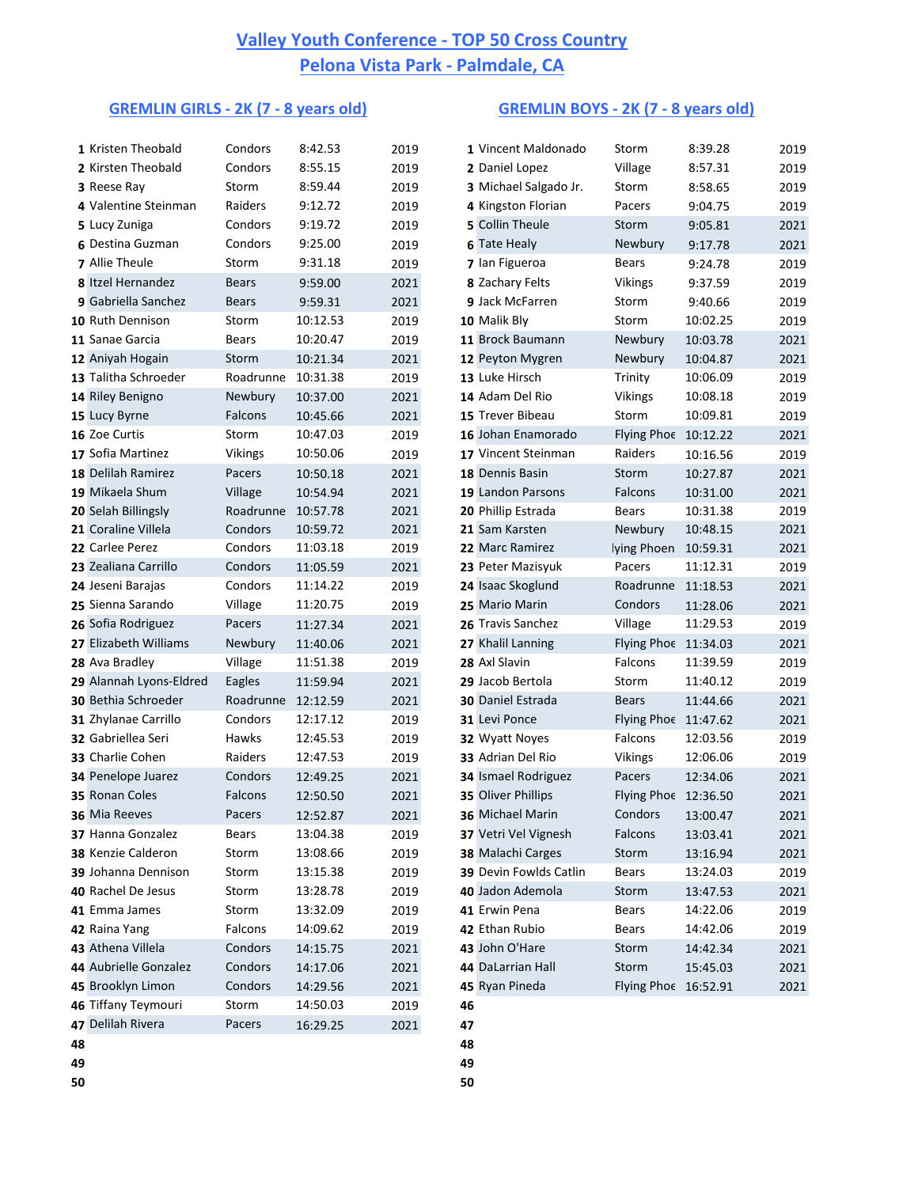# Valley Youth Conference - TOP 50 Cross Country
# Pelona Vista Park - Palmdale, CA

## GREMLIN GIRLS - 2K (7 - 8 years old)

| # | Name | Team | Time | Year |
|---|---|---|---|---|
| 1 | Kristen Theobald | Condors | 8:42.53 | 2019 |
| 2 | Kirsten Theobald | Condors | 8:55.15 | 2019 |
| 3 | Reese Ray | Storm | 8:59.44 | 2019 |
| 4 | Valentine Steinman | Raiders | 9:12.72 | 2019 |
| 5 | Lucy Zuniga | Condors | 9:19.72 | 2019 |
| 6 | Destina Guzman | Condors | 9:25.00 | 2019 |
| 7 | Allie Theule | Storm | 9:31.18 | 2019 |
| 8 | Itzel Hernandez | Bears | 9:59.00 | 2021 |
| 9 | Gabriella Sanchez | Bears | 9:59.31 | 2021 |
| 10 | Ruth Dennison | Storm | 10:12.53 | 2019 |
| 11 | Sanae Garcia | Bears | 10:20.47 | 2019 |
| 12 | Aniyah Hogain | Storm | 10:21.34 | 2021 |
| 13 | Talitha Schroeder | Roadrunne | 10:31.38 | 2019 |
| 14 | Riley Benigno | Newbury | 10:37.00 | 2021 |
| 15 | Lucy Byrne | Falcons | 10:45.66 | 2021 |
| 16 | Zoe Curtis | Storm | 10:47.03 | 2019 |
| 17 | Sofia Martinez | Vikings | 10:50.06 | 2019 |
| 18 | Delilah Ramirez | Pacers | 10:50.18 | 2021 |
| 19 | Mikaela Shum | Village | 10:54.94 | 2021 |
| 20 | Selah Billingsly | Roadrunne | 10:57.78 | 2021 |
| 21 | Coraline Villela | Condors | 10:59.72 | 2021 |
| 22 | Carlee Perez | Condors | 11:03.18 | 2019 |
| 23 | Zealiana Carrillo | Condors | 11:05.59 | 2021 |
| 24 | Jeseni Barajas | Condors | 11:14.22 | 2019 |
| 25 | Sienna Sarando | Village | 11:20.75 | 2019 |
| 26 | Sofia Rodriguez | Pacers | 11:27.34 | 2021 |
| 27 | Elizabeth Williams | Newbury | 11:40.06 | 2021 |
| 28 | Ava Bradley | Village | 11:51.38 | 2019 |
| 29 | Alannah Lyons-Eldred | Eagles | 11:59.94 | 2021 |
| 30 | Bethia Schroeder | Roadrunne | 12:12.59 | 2021 |
| 31 | Zhylanae Carrillo | Condors | 12:17.12 | 2019 |
| 32 | Gabriellea Seri | Hawks | 12:45.53 | 2019 |
| 33 | Charlie Cohen | Raiders | 12:47.53 | 2019 |
| 34 | Penelope Juarez | Condors | 12:49.25 | 2021 |
| 35 | Ronan Coles | Falcons | 12:50.50 | 2021 |
| 36 | Mia Reeves | Pacers | 12:52.87 | 2021 |
| 37 | Hanna Gonzalez | Bears | 13:04.38 | 2019 |
| 38 | Kenzie Calderon | Storm | 13:08.66 | 2019 |
| 39 | Johanna Dennison | Storm | 13:15.38 | 2019 |
| 40 | Rachel De Jesus | Storm | 13:28.78 | 2019 |
| 41 | Emma James | Storm | 13:32.09 | 2019 |
| 42 | Raina Yang | Falcons | 14:09.62 | 2019 |
| 43 | Athena Villela | Condors | 14:15.75 | 2021 |
| 44 | Aubrielle Gonzalez | Condors | 14:17.06 | 2021 |
| 45 | Brooklyn Limon | Condors | 14:29.56 | 2021 |
| 46 | Tiffany Teymouri | Storm | 14:50.03 | 2019 |
| 47 | Delilah Rivera | Pacers | 16:29.25 | 2021 |
| 48 | | | | |
| 49 | | | | |
| 50 | | | | |

## GREMLIN BOYS - 2K (7 - 8 years old)

| # | Name | Team | Time | Year |
|---|---|---|---|---|
| 1 | Vincent Maldonado | Storm | 8:39.28 | 2019 |
| 2 | Daniel Lopez | Village | 8:57.31 | 2019 |
| 3 | Michael Salgado Jr. | Storm | 8:58.65 | 2019 |
| 4 | Kingston Florian | Pacers | 9:04.75 | 2019 |
| 5 | Collin Theule | Storm | 9:05.81 | 2021 |
| 6 | Tate Healy | Newbury | 9:17.78 | 2021 |
| 7 | Ian Figueroa | Bears | 9:24.78 | 2019 |
| 8 | Zachary Felts | Vikings | 9:37.59 | 2019 |
| 9 | Jack McFarren | Storm | 9:40.66 | 2019 |
| 10 | Malik Bly | Storm | 10:02.25 | 2019 |
| 11 | Brock Baumann | Newbury | 10:03.78 | 2021 |
| 12 | Peyton Mygren | Newbury | 10:04.87 | 2021 |
| 13 | Luke Hirsch | Trinity | 10:06.09 | 2019 |
| 14 | Adam Del Rio | Vikings | 10:08.18 | 2019 |
| 15 | Trever Bibeau | Storm | 10:09.81 | 2019 |
| 16 | Johan Enamorado | Flying Phoe | 10:12.22 | 2021 |
| 17 | Vincent Steinman | Raiders | 10:16.56 | 2019 |
| 18 | Dennis Basin | Storm | 10:27.87 | 2021 |
| 19 | Landon Parsons | Falcons | 10:31.00 | 2021 |
| 20 | Phillip Estrada | Bears | 10:31.38 | 2019 |
| 21 | Sam Karsten | Newbury | 10:48.15 | 2021 |
| 22 | Marc Ramirez | lying Phoen | 10:59.31 | 2021 |
| 23 | Peter Mazisyuk | Pacers | 11:12.31 | 2019 |
| 24 | Isaac Skoglund | Roadrunne | 11:18.53 | 2021 |
| 25 | Mario Marin | Condors | 11:28.06 | 2021 |
| 26 | Travis Sanchez | Village | 11:29.53 | 2019 |
| 27 | Khalil Lanning | Flying Phoe | 11:34.03 | 2021 |
| 28 | Axl Slavin | Falcons | 11:39.59 | 2019 |
| 29 | Jacob Bertola | Storm | 11:40.12 | 2019 |
| 30 | Daniel Estrada | Bears | 11:44.66 | 2021 |
| 31 | Levi Ponce | Flying Phoe | 11:47.62 | 2021 |
| 32 | Wyatt Noyes | Falcons | 12:03.56 | 2019 |
| 33 | Adrian Del Rio | Vikings | 12:06.06 | 2019 |
| 34 | Ismael Rodriguez | Pacers | 12:34.06 | 2021 |
| 35 | Oliver Phillips | Flying Phoe | 12:36.50 | 2021 |
| 36 | Michael Marin | Condors | 13:00.47 | 2021 |
| 37 | Vetri Vel Vignesh | Falcons | 13:03.41 | 2021 |
| 38 | Malachi Carges | Storm | 13:16.94 | 2021 |
| 39 | Devin Fowlds Catlin | Bears | 13:24.03 | 2019 |
| 40 | Jadon Ademola | Storm | 13:47.53 | 2021 |
| 41 | Erwin Pena | Bears | 14:22.06 | 2019 |
| 42 | Ethan Rubio | Bears | 14:42.06 | 2019 |
| 43 | John O'Hare | Storm | 14:42.34 | 2021 |
| 44 | DaLarrian Hall | Storm | 15:45.03 | 2021 |
| 45 | Ryan Pineda | Flying Phoe | 16:52.91 | 2021 |
| 46 | | | | |
| 47 | | | | |
| 48 | | | | |
| 49 | | | | |
| 50 | | | | |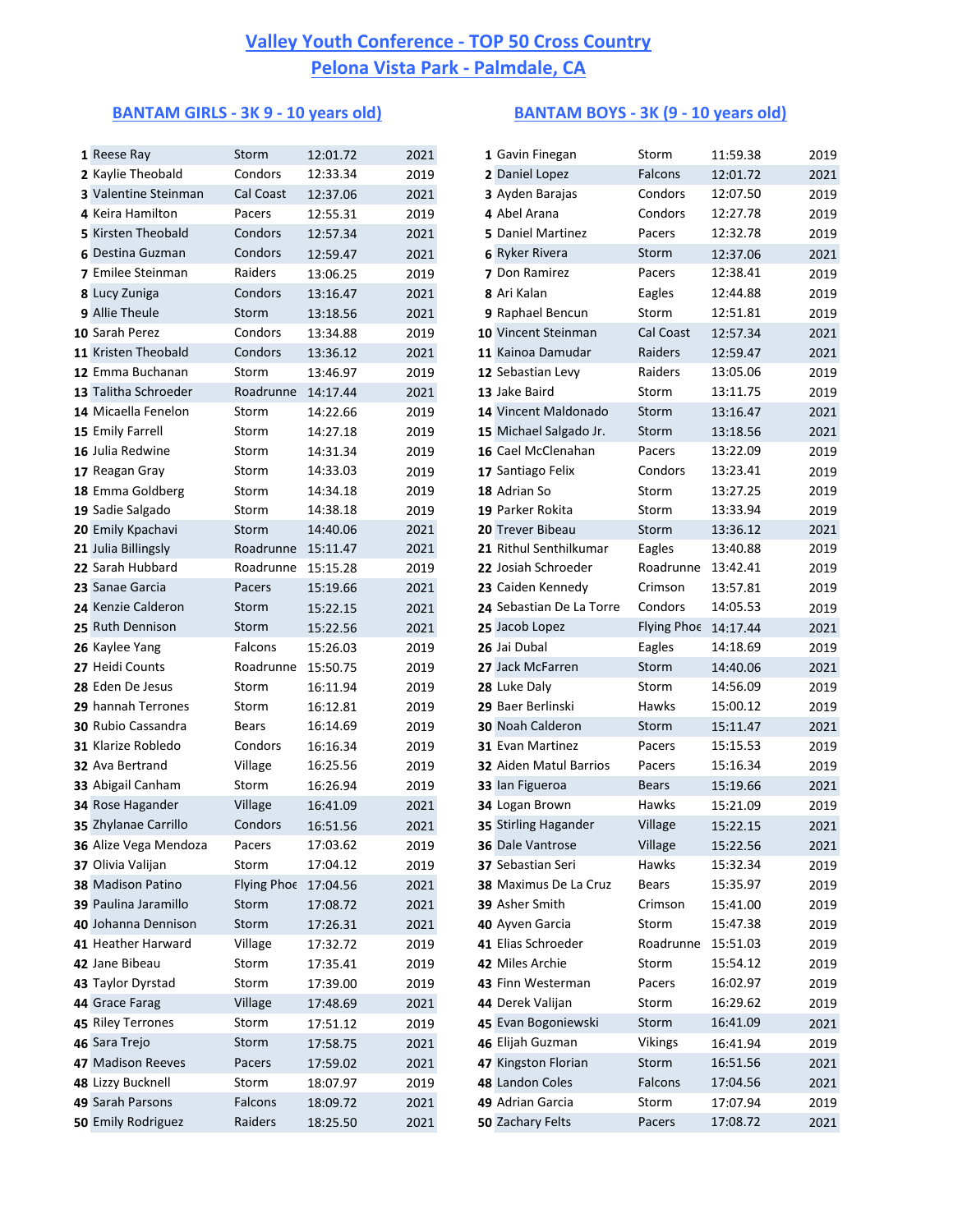# Valley Youth Conference - TOP 50 Cross Country

## Pelona Vista Park - Palmdale, CA

### BANTAM GIRLS - 3K 9 - 10 years old)

| # | Name | Team | Time | Year |
|---|---|---|---|---|
| 1 | Reese Ray | Storm | 12:01.72 | 2021 |
| 2 | Kaylie Theobald | Condors | 12:33.34 | 2019 |
| 3 | Valentine Steinman | Cal Coast | 12:37.06 | 2021 |
| 4 | Keira Hamilton | Pacers | 12:55.31 | 2019 |
| 5 | Kirsten Theobald | Condors | 12:57.34 | 2021 |
| 6 | Destina Guzman | Condors | 12:59.47 | 2021 |
| 7 | Emilee Steinman | Raiders | 13:06.25 | 2019 |
| 8 | Lucy Zuniga | Condors | 13:16.47 | 2021 |
| 9 | Allie Theule | Storm | 13:18.56 | 2021 |
| 10 | Sarah Perez | Condors | 13:34.88 | 2019 |
| 11 | Kristen Theobald | Condors | 13:36.12 | 2021 |
| 12 | Emma Buchanan | Storm | 13:46.97 | 2019 |
| 13 | Talitha Schroeder | Roadrunne | 14:17.44 | 2021 |
| 14 | Micaella Fenelon | Storm | 14:22.66 | 2019 |
| 15 | Emily Farrell | Storm | 14:27.18 | 2019 |
| 16 | Julia Redwine | Storm | 14:31.34 | 2019 |
| 17 | Reagan Gray | Storm | 14:33.03 | 2019 |
| 18 | Emma Goldberg | Storm | 14:34.18 | 2019 |
| 19 | Sadie Salgado | Storm | 14:38.18 | 2019 |
| 20 | Emily Kpachavi | Storm | 14:40.06 | 2021 |
| 21 | Julia Billingsly | Roadrunne | 15:11.47 | 2021 |
| 22 | Sarah Hubbard | Roadrunne | 15:15.28 | 2019 |
| 23 | Sanae Garcia | Pacers | 15:19.66 | 2021 |
| 24 | Kenzie Calderon | Storm | 15:22.15 | 2021 |
| 25 | Ruth Dennison | Storm | 15:22.56 | 2021 |
| 26 | Kaylee Yang | Falcons | 15:26.03 | 2019 |
| 27 | Heidi Counts | Roadrunne | 15:50.75 | 2019 |
| 28 | Eden De Jesus | Storm | 16:11.94 | 2019 |
| 29 | hannah Terrones | Storm | 16:12.81 | 2019 |
| 30 | Rubio Cassandra | Bears | 16:14.69 | 2019 |
| 31 | Klarize Robledo | Condors | 16:16.34 | 2019 |
| 32 | Ava Bertrand | Village | 16:25.56 | 2019 |
| 33 | Abigail Canham | Storm | 16:26.94 | 2019 |
| 34 | Rose Hagander | Village | 16:41.09 | 2021 |
| 35 | Zhylanae Carrillo | Condors | 16:51.56 | 2021 |
| 36 | Alize Vega Mendoza | Pacers | 17:03.62 | 2019 |
| 37 | Olivia Valijan | Storm | 17:04.12 | 2019 |
| 38 | Madison Patino | Flying Phoe | 17:04.56 | 2021 |
| 39 | Paulina Jaramillo | Storm | 17:08.72 | 2021 |
| 40 | Johanna Dennison | Storm | 17:26.31 | 2021 |
| 41 | Heather Harward | Village | 17:32.72 | 2019 |
| 42 | Jane Bibeau | Storm | 17:35.41 | 2019 |
| 43 | Taylor Dyrstad | Storm | 17:39.00 | 2019 |
| 44 | Grace Farag | Village | 17:48.69 | 2021 |
| 45 | Riley Terrones | Storm | 17:51.12 | 2019 |
| 46 | Sara Trejo | Storm | 17:58.75 | 2021 |
| 47 | Madison Reeves | Pacers | 17:59.02 | 2021 |
| 48 | Lizzy Bucknell | Storm | 18:07.97 | 2019 |
| 49 | Sarah Parsons | Falcons | 18:09.72 | 2021 |
| 50 | Emily Rodriguez | Raiders | 18:25.50 | 2021 |

### BANTAM BOYS - 3K (9 - 10 years old)

| # | Name | Team | Time | Year |
|---|---|---|---|---|
| 1 | Gavin Finegan | Storm | 11:59.38 | 2019 |
| 2 | Daniel Lopez | Falcons | 12:01.72 | 2021 |
| 3 | Ayden Barajas | Condors | 12:07.50 | 2019 |
| 4 | Abel Arana | Condors | 12:27.78 | 2019 |
| 5 | Daniel Martinez | Pacers | 12:32.78 | 2019 |
| 6 | Ryker Rivera | Storm | 12:37.06 | 2021 |
| 7 | Don Ramirez | Pacers | 12:38.41 | 2019 |
| 8 | Ari Kalan | Eagles | 12:44.88 | 2019 |
| 9 | Raphael Bencun | Storm | 12:51.81 | 2019 |
| 10 | Vincent Steinman | Cal Coast | 12:57.34 | 2021 |
| 11 | Kainoa Damudar | Raiders | 12:59.47 | 2021 |
| 12 | Sebastian Levy | Raiders | 13:05.06 | 2019 |
| 13 | Jake Baird | Storm | 13:11.75 | 2019 |
| 14 | Vincent Maldonado | Storm | 13:16.47 | 2021 |
| 15 | Michael Salgado Jr. | Storm | 13:18.56 | 2021 |
| 16 | Cael McClenahan | Pacers | 13:22.09 | 2019 |
| 17 | Santiago Felix | Condors | 13:23.41 | 2019 |
| 18 | Adrian So | Storm | 13:27.25 | 2019 |
| 19 | Parker Rokita | Storm | 13:33.94 | 2019 |
| 20 | Trever Bibeau | Storm | 13:36.12 | 2021 |
| 21 | Rithul Senthilkumar | Eagles | 13:40.88 | 2019 |
| 22 | Josiah Schroeder | Roadrunne | 13:42.41 | 2019 |
| 23 | Caiden Kennedy | Crimson | 13:57.81 | 2019 |
| 24 | Sebastian De La Torre | Condors | 14:05.53 | 2019 |
| 25 | Jacob Lopez | Flying Phoe | 14:17.44 | 2021 |
| 26 | Jai Dubal | Eagles | 14:18.69 | 2019 |
| 27 | Jack McFarren | Storm | 14:40.06 | 2021 |
| 28 | Luke Daly | Storm | 14:56.09 | 2019 |
| 29 | Baer Berlinski | Hawks | 15:00.12 | 2019 |
| 30 | Noah Calderon | Storm | 15:11.47 | 2021 |
| 31 | Evan Martinez | Pacers | 15:15.53 | 2019 |
| 32 | Aiden Matul Barrios | Pacers | 15:16.34 | 2019 |
| 33 | Ian Figueroa | Bears | 15:19.66 | 2021 |
| 34 | Logan Brown | Hawks | 15:21.09 | 2019 |
| 35 | Stirling Hagander | Village | 15:22.15 | 2021 |
| 36 | Dale Vantrose | Village | 15:22.56 | 2021 |
| 37 | Sebastian Seri | Hawks | 15:32.34 | 2019 |
| 38 | Maximus De La Cruz | Bears | 15:35.97 | 2019 |
| 39 | Asher Smith | Crimson | 15:41.00 | 2019 |
| 40 | Ayven Garcia | Storm | 15:47.38 | 2019 |
| 41 | Elias Schroeder | Roadrunne | 15:51.03 | 2019 |
| 42 | Miles Archie | Storm | 15:54.12 | 2019 |
| 43 | Finn Westerman | Pacers | 16:02.97 | 2019 |
| 44 | Derek Valijan | Storm | 16:29.62 | 2019 |
| 45 | Evan Bogoniewski | Storm | 16:41.09 | 2021 |
| 46 | Elijah Guzman | Vikings | 16:41.94 | 2019 |
| 47 | Kingston Florian | Storm | 16:51.56 | 2021 |
| 48 | Landon Coles | Falcons | 17:04.56 | 2021 |
| 49 | Adrian Garcia | Storm | 17:07.94 | 2019 |
| 50 | Zachary Felts | Pacers | 17:08.72 | 2021 |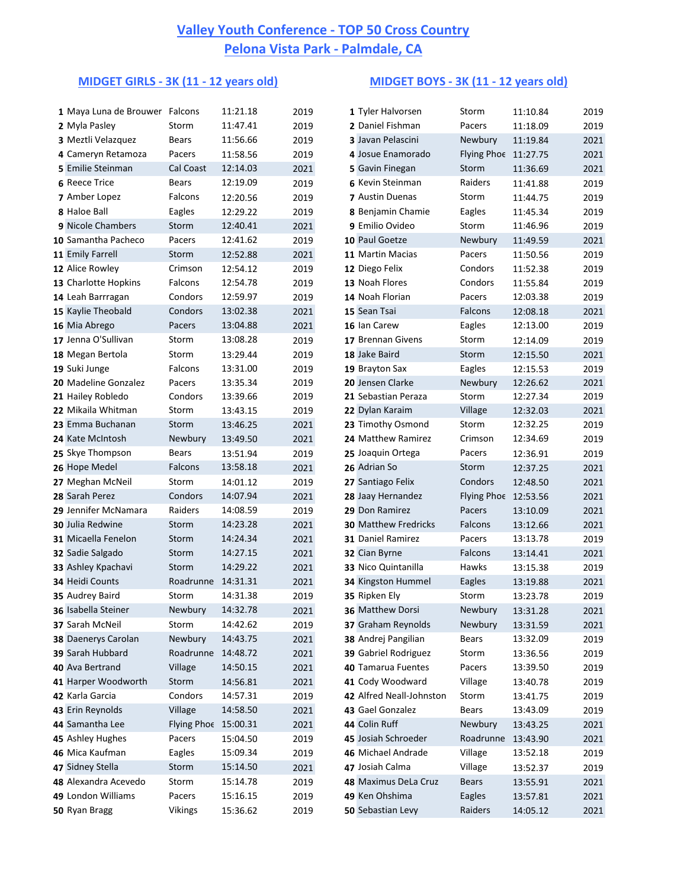# Valley Youth Conference - TOP 50 Cross Country

## Pelona Vista Park - Palmdale, CA

### MIDGET GIRLS - 3K (11 - 12 years old)

| Rank | Name | Team | Time | Year |
|---|---|---|---|---|
| 1 | Maya Luna de Brouwer | Falcons | 11:21.18 | 2019 |
| 2 | Myla Pasley | Storm | 11:47.41 | 2019 |
| 3 | Meztli Velazquez | Bears | 11:56.66 | 2019 |
| 4 | Cameryn Retamoza | Pacers | 11:58.56 | 2019 |
| 5 | Emilie Steinman | Cal Coast | 12:14.03 | 2021 |
| 6 | Reece Trice | Bears | 12:19.09 | 2019 |
| 7 | Amber Lopez | Falcons | 12:20.56 | 2019 |
| 8 | Haloe Ball | Eagles | 12:29.22 | 2019 |
| 9 | Nicole Chambers | Storm | 12:40.41 | 2021 |
| 10 | Samantha Pacheco | Pacers | 12:41.62 | 2019 |
| 11 | Emily Farrell | Storm | 12:52.88 | 2021 |
| 12 | Alice Rowley | Crimson | 12:54.12 | 2019 |
| 13 | Charlotte Hopkins | Falcons | 12:54.78 | 2019 |
| 14 | Leah Barrragan | Condors | 12:59.97 | 2019 |
| 15 | Kaylie Theobald | Condors | 13:02.38 | 2021 |
| 16 | Mia Abrego | Pacers | 13:04.88 | 2021 |
| 17 | Jenna O'Sullivan | Storm | 13:08.28 | 2019 |
| 18 | Megan Bertola | Storm | 13:29.44 | 2019 |
| 19 | Suki Junge | Falcons | 13:31.00 | 2019 |
| 20 | Madeline Gonzalez | Pacers | 13:35.34 | 2019 |
| 21 | Hailey Robledo | Condors | 13:39.66 | 2019 |
| 22 | Mikaila Whitman | Storm | 13:43.15 | 2019 |
| 23 | Emma Buchanan | Storm | 13:46.25 | 2021 |
| 24 | Kate McIntosh | Newbury | 13:49.50 | 2021 |
| 25 | Skye Thompson | Bears | 13:51.94 | 2019 |
| 26 | Hope Medel | Falcons | 13:58.18 | 2021 |
| 27 | Meghan McNeil | Storm | 14:01.12 | 2019 |
| 28 | Sarah Perez | Condors | 14:07.94 | 2021 |
| 29 | Jennifer McNamara | Raiders | 14:08.59 | 2019 |
| 30 | Julia Redwine | Storm | 14:23.28 | 2021 |
| 31 | Micaella Fenelon | Storm | 14:24.34 | 2021 |
| 32 | Sadie Salgado | Storm | 14:27.15 | 2021 |
| 33 | Ashley Kpachavi | Storm | 14:29.22 | 2021 |
| 34 | Heidi Counts | Roadrunne | 14:31.31 | 2021 |
| 35 | Audrey Baird | Storm | 14:31.38 | 2019 |
| 36 | Isabella Steiner | Newbury | 14:32.78 | 2021 |
| 37 | Sarah McNeil | Storm | 14:42.62 | 2019 |
| 38 | Daenerys Carolan | Newbury | 14:43.75 | 2021 |
| 39 | Sarah Hubbard | Roadrunne | 14:48.72 | 2021 |
| 40 | Ava Bertrand | Village | 14:50.15 | 2021 |
| 41 | Harper Woodworth | Storm | 14:56.81 | 2021 |
| 42 | Karla Garcia | Condors | 14:57.31 | 2019 |
| 43 | Erin Reynolds | Village | 14:58.50 | 2021 |
| 44 | Samantha Lee | Flying Phoe | 15:00.31 | 2021 |
| 45 | Ashley Hughes | Pacers | 15:04.50 | 2019 |
| 46 | Mica Kaufman | Eagles | 15:09.34 | 2019 |
| 47 | Sidney Stella | Storm | 15:14.50 | 2021 |
| 48 | Alexandra Acevedo | Storm | 15:14.78 | 2019 |
| 49 | London Williams | Pacers | 15:16.15 | 2019 |
| 50 | Ryan Bragg | Vikings | 15:36.62 | 2019 |

### MIDGET BOYS - 3K (11 - 12 years old)

| Rank | Name | Team | Time | Year |
|---|---|---|---|---|
| 1 | Tyler Halvorsen | Storm | 11:10.84 | 2019 |
| 2 | Daniel Fishman | Pacers | 11:18.09 | 2019 |
| 3 | Javan Pelascini | Newbury | 11:19.84 | 2021 |
| 4 | Josue Enamorado | Flying Phoe | 11:27.75 | 2021 |
| 5 | Gavin Finegan | Storm | 11:36.69 | 2021 |
| 6 | Kevin Steinman | Raiders | 11:41.88 | 2019 |
| 7 | Austin Duenas | Storm | 11:44.75 | 2019 |
| 8 | Benjamin Chamie | Eagles | 11:45.34 | 2019 |
| 9 | Emilio Ovideo | Storm | 11:46.96 | 2019 |
| 10 | Paul Goetze | Newbury | 11:49.59 | 2021 |
| 11 | Martin Macias | Pacers | 11:50.56 | 2019 |
| 12 | Diego Felix | Condors | 11:52.38 | 2019 |
| 13 | Noah Flores | Condors | 11:55.84 | 2019 |
| 14 | Noah Florian | Pacers | 12:03.38 | 2019 |
| 15 | Sean Tsai | Falcons | 12:08.18 | 2021 |
| 16 | Ian Carew | Eagles | 12:13.00 | 2019 |
| 17 | Brennan Givens | Storm | 12:14.09 | 2019 |
| 18 | Jake Baird | Storm | 12:15.50 | 2021 |
| 19 | Brayton Sax | Eagles | 12:15.53 | 2019 |
| 20 | Jensen Clarke | Newbury | 12:26.62 | 2021 |
| 21 | Sebastian Peraza | Storm | 12:27.34 | 2019 |
| 22 | Dylan Karaim | Village | 12:32.03 | 2021 |
| 23 | Timothy Osmond | Storm | 12:32.25 | 2019 |
| 24 | Matthew Ramirez | Crimson | 12:34.69 | 2019 |
| 25 | Joaquin Ortega | Pacers | 12:36.91 | 2019 |
| 26 | Adrian So | Storm | 12:37.25 | 2021 |
| 27 | Santiago Felix | Condors | 12:48.50 | 2021 |
| 28 | Jaay Hernandez | Flying Phoe | 12:53.56 | 2021 |
| 29 | Don Ramirez | Pacers | 13:10.09 | 2021 |
| 30 | Matthew Fredricks | Falcons | 13:12.66 | 2021 |
| 31 | Daniel Ramirez | Pacers | 13:13.78 | 2019 |
| 32 | Cian Byrne | Falcons | 13:14.41 | 2021 |
| 33 | Nico Quintanilla | Hawks | 13:15.38 | 2019 |
| 34 | Kingston Hummel | Eagles | 13:19.88 | 2021 |
| 35 | Ripken Ely | Storm | 13:23.78 | 2019 |
| 36 | Matthew Dorsi | Newbury | 13:31.28 | 2021 |
| 37 | Graham Reynolds | Newbury | 13:31.59 | 2021 |
| 38 | Andrej Pangilian | Bears | 13:32.09 | 2019 |
| 39 | Gabriel Rodriguez | Storm | 13:36.56 | 2019 |
| 40 | Tamarua Fuentes | Pacers | 13:39.50 | 2019 |
| 41 | Cody Woodward | Village | 13:40.78 | 2019 |
| 42 | Alfred Neall-Johnston | Storm | 13:41.75 | 2019 |
| 43 | Gael Gonzalez | Bears | 13:43.09 | 2019 |
| 44 | Colin Ruff | Newbury | 13:43.25 | 2021 |
| 45 | Josiah Schroeder | Roadrunne | 13:43.90 | 2021 |
| 46 | Michael Andrade | Village | 13:52.18 | 2019 |
| 47 | Josiah Calma | Village | 13:52.37 | 2019 |
| 48 | Maximus DeLa Cruz | Bears | 13:55.91 | 2021 |
| 49 | Ken Ohshima | Eagles | 13:57.81 | 2021 |
| 50 | Sebastian Levy | Raiders | 14:05.12 | 2021 |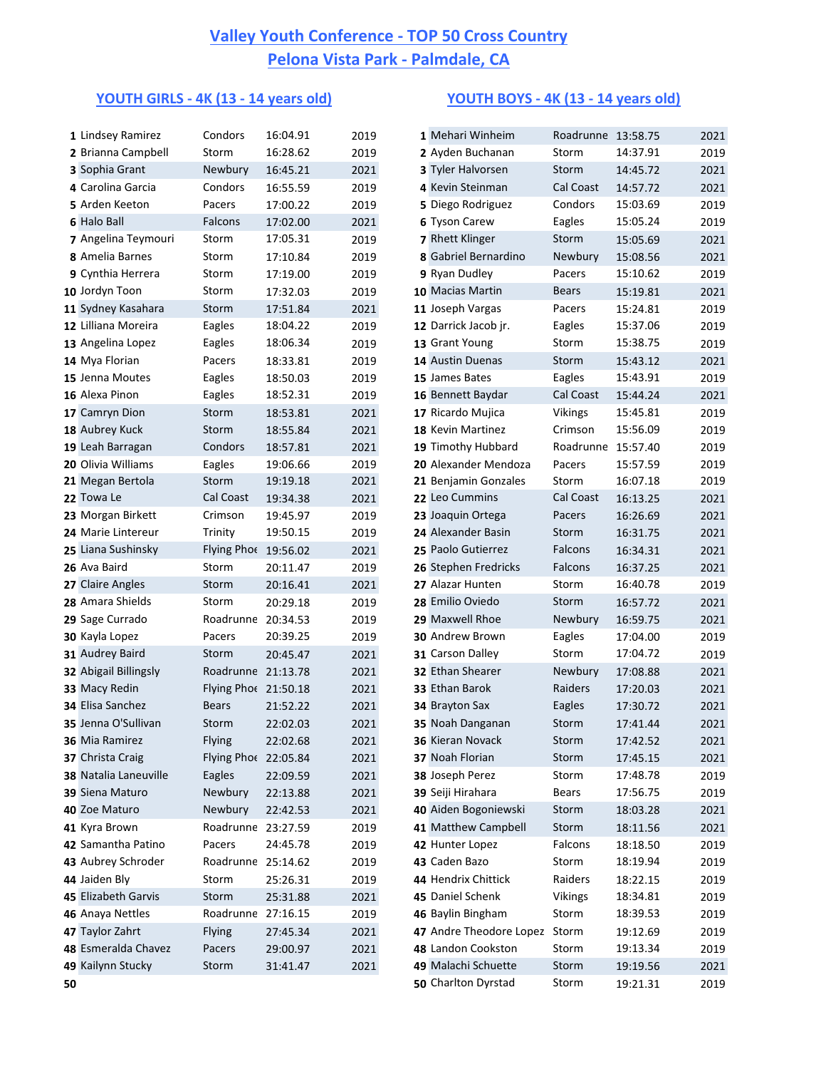# Valley Youth Conference - TOP 50 Cross Country

## Pelona Vista Park - Palmdale, CA

### YOUTH GIRLS - 4K (13 - 14 years old)

| | Name | Team | Time | Year |
|---|---|---|---|---|
| 1 | Lindsey Ramirez | Condors | 16:04.91 | 2019 |
| 2 | Brianna Campbell | Storm | 16:28.62 | 2019 |
| 3 | Sophia Grant | Newbury | 16:45.21 | 2021 |
| 4 | Carolina Garcia | Condors | 16:55.59 | 2019 |
| 5 | Arden Keeton | Pacers | 17:00.22 | 2019 |
| 6 | Halo Ball | Falcons | 17:02.00 | 2021 |
| 7 | Angelina Teymouri | Storm | 17:05.31 | 2019 |
| 8 | Amelia Barnes | Storm | 17:10.84 | 2019 |
| 9 | Cynthia Herrera | Storm | 17:19.00 | 2019 |
| 10 | Jordyn Toon | Storm | 17:32.03 | 2019 |
| 11 | Sydney Kasahara | Storm | 17:51.84 | 2021 |
| 12 | Lilliana Moreira | Eagles | 18:04.22 | 2019 |
| 13 | Angelina Lopez | Eagles | 18:06.34 | 2019 |
| 14 | Mya Florian | Pacers | 18:33.81 | 2019 |
| 15 | Jenna Moutes | Eagles | 18:50.03 | 2019 |
| 16 | Alexa Pinon | Eagles | 18:52.31 | 2019 |
| 17 | Camryn Dion | Storm | 18:53.81 | 2021 |
| 18 | Aubrey Kuck | Storm | 18:55.84 | 2021 |
| 19 | Leah Barragan | Condors | 18:57.81 | 2021 |
| 20 | Olivia Williams | Eagles | 19:06.66 | 2019 |
| 21 | Megan Bertola | Storm | 19:19.18 | 2021 |
| 22 | Towa Le | Cal Coast | 19:34.38 | 2021 |
| 23 | Morgan Birkett | Crimson | 19:45.97 | 2019 |
| 24 | Marie Lintereur | Trinity | 19:50.15 | 2019 |
| 25 | Liana Sushinsky | Flying Phoe | 19:56.02 | 2021 |
| 26 | Ava Baird | Storm | 20:11.47 | 2019 |
| 27 | Claire Angles | Storm | 20:16.41 | 2021 |
| 28 | Amara Shields | Storm | 20:29.18 | 2019 |
| 29 | Sage Currado | Roadrunne | 20:34.53 | 2019 |
| 30 | Kayla Lopez | Pacers | 20:39.25 | 2019 |
| 31 | Audrey Baird | Storm | 20:45.47 | 2021 |
| 32 | Abigail Billingsly | Roadrunne | 21:13.78 | 2021 |
| 33 | Macy Redin | Flying Phoe | 21:50.18 | 2021 |
| 34 | Elisa Sanchez | Bears | 21:52.22 | 2021 |
| 35 | Jenna O'Sullivan | Storm | 22:02.03 | 2021 |
| 36 | Mia Ramirez | Flying | 22:02.68 | 2021 |
| 37 | Christa Craig | Flying Phoe | 22:05.84 | 2021 |
| 38 | Natalia Laneuville | Eagles | 22:09.59 | 2021 |
| 39 | Siena Maturo | Newbury | 22:13.88 | 2021 |
| 40 | Zoe Maturo | Newbury | 22:42.53 | 2021 |
| 41 | Kyra Brown | Roadrunne | 23:27.59 | 2019 |
| 42 | Samantha Patino | Pacers | 24:45.78 | 2019 |
| 43 | Aubrey Schroder | Roadrunne | 25:14.62 | 2019 |
| 44 | Jaiden Bly | Storm | 25:26.31 | 2019 |
| 45 | Elizabeth Garvis | Storm | 25:31.88 | 2021 |
| 46 | Anaya Nettles | Roadrunne | 27:16.15 | 2019 |
| 47 | Taylor Zahrt | Flying | 27:45.34 | 2021 |
| 48 | Esmeralda Chavez | Pacers | 29:00.97 | 2021 |
| 49 | Kailynn Stucky | Storm | 31:41.47 | 2021 |
| 50 | | | | |

### YOUTH BOYS - 4K (13 - 14 years old)

| | Name | Team | Time | Year |
|---|---|---|---|---|
| 1 | Mehari Winheim | Roadrunne | 13:58.75 | 2021 |
| 2 | Ayden Buchanan | Storm | 14:37.91 | 2019 |
| 3 | Tyler Halvorsen | Storm | 14:45.72 | 2021 |
| 4 | Kevin Steinman | Cal Coast | 14:57.72 | 2021 |
| 5 | Diego Rodriguez | Condors | 15:03.69 | 2019 |
| 6 | Tyson Carew | Eagles | 15:05.24 | 2019 |
| 7 | Rhett Klinger | Storm | 15:05.69 | 2021 |
| 8 | Gabriel Bernardino | Newbury | 15:08.56 | 2021 |
| 9 | Ryan Dudley | Pacers | 15:10.62 | 2019 |
| 10 | Macias Martin | Bears | 15:19.81 | 2021 |
| 11 | Joseph Vargas | Pacers | 15:24.81 | 2019 |
| 12 | Darrick Jacob jr. | Eagles | 15:37.06 | 2019 |
| 13 | Grant Young | Storm | 15:38.75 | 2019 |
| 14 | Austin Duenas | Storm | 15:43.12 | 2021 |
| 15 | James Bates | Eagles | 15:43.91 | 2019 |
| 16 | Bennett Baydar | Cal Coast | 15:44.24 | 2021 |
| 17 | Ricardo Mujica | Vikings | 15:45.81 | 2019 |
| 18 | Kevin Martinez | Crimson | 15:56.09 | 2019 |
| 19 | Timothy Hubbard | Roadrunne | 15:57.40 | 2019 |
| 20 | Alexander Mendoza | Pacers | 15:57.59 | 2019 |
| 21 | Benjamin Gonzales | Storm | 16:07.18 | 2019 |
| 22 | Leo Cummins | Cal Coast | 16:13.25 | 2021 |
| 23 | Joaquin Ortega | Pacers | 16:26.69 | 2021 |
| 24 | Alexander Basin | Storm | 16:31.75 | 2021 |
| 25 | Paolo Gutierrez | Falcons | 16:34.31 | 2021 |
| 26 | Stephen Fredricks | Falcons | 16:37.25 | 2021 |
| 27 | Alazar Hunten | Storm | 16:40.78 | 2019 |
| 28 | Emilio Oviedo | Storm | 16:57.72 | 2021 |
| 29 | Maxwell Rhoe | Newbury | 16:59.75 | 2021 |
| 30 | Andrew Brown | Eagles | 17:04.00 | 2019 |
| 31 | Carson Dalley | Storm | 17:04.72 | 2019 |
| 32 | Ethan Shearer | Newbury | 17:08.88 | 2021 |
| 33 | Ethan Barok | Raiders | 17:20.03 | 2021 |
| 34 | Brayton Sax | Eagles | 17:30.72 | 2021 |
| 35 | Noah Danganan | Storm | 17:41.44 | 2021 |
| 36 | Kieran Novack | Storm | 17:42.52 | 2021 |
| 37 | Noah Florian | Storm | 17:45.15 | 2021 |
| 38 | Joseph Perez | Storm | 17:48.78 | 2019 |
| 39 | Seiji Hirahara | Bears | 17:56.75 | 2019 |
| 40 | Aiden Bogoniewski | Storm | 18:03.28 | 2021 |
| 41 | Matthew Campbell | Storm | 18:11.56 | 2021 |
| 42 | Hunter Lopez | Falcons | 18:18.50 | 2019 |
| 43 | Caden Bazo | Storm | 18:19.94 | 2019 |
| 44 | Hendrix Chittick | Raiders | 18:22.15 | 2019 |
| 45 | Daniel Schenk | Vikings | 18:34.81 | 2019 |
| 46 | Baylin Bingham | Storm | 18:39.53 | 2019 |
| 47 | Andre Theodore Lopez | Storm | 19:12.69 | 2019 |
| 48 | Landon Cookston | Storm | 19:13.34 | 2019 |
| 49 | Malachi Schuette | Storm | 19:19.56 | 2021 |
| 50 | Charlton Dyrstad | Storm | 19:21.31 | 2019 |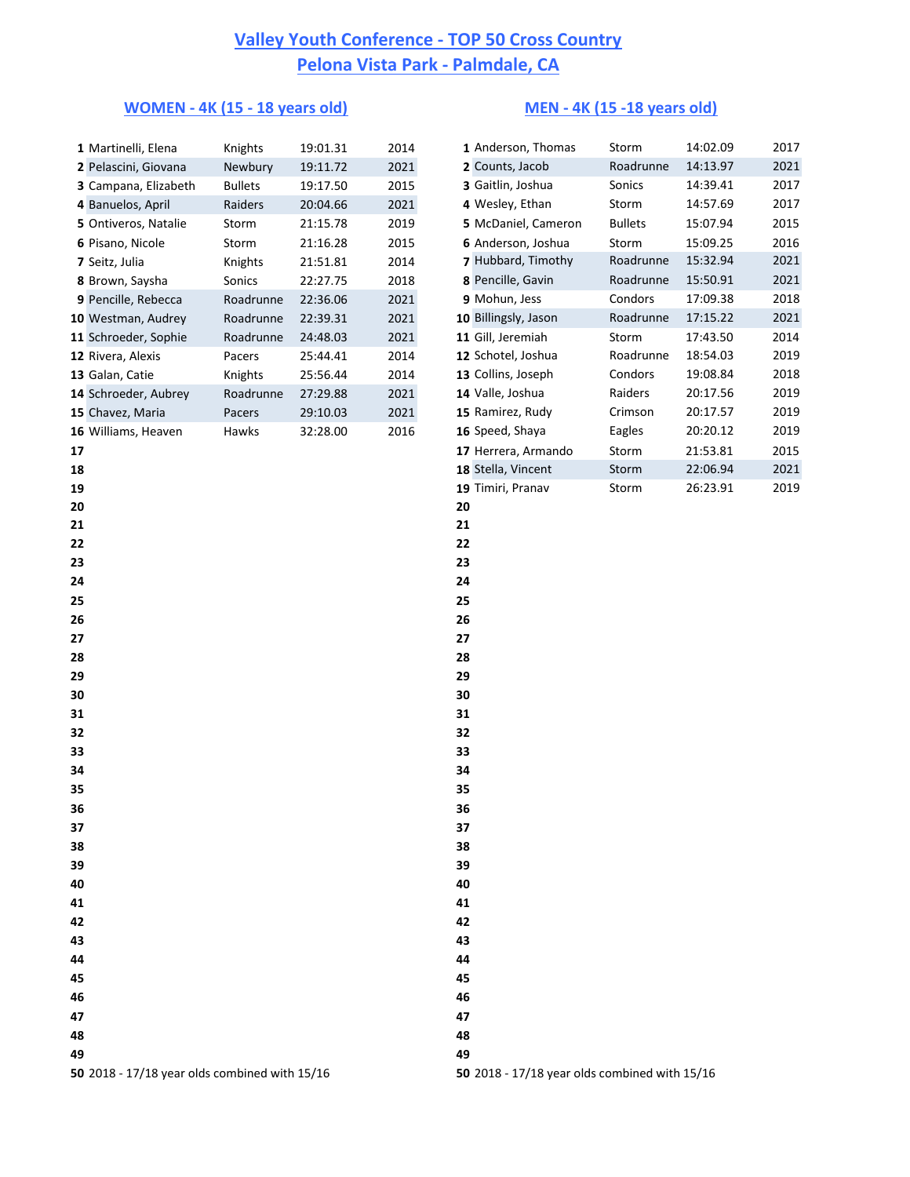# Valley Youth Conference - TOP 50 Cross Country

## Pelona Vista Park - Palmdale, CA

### WOMEN - 4K (15 - 18 years old)

| | | | | |
|---|---|---|---|---|
| 1 | Martinelli, Elena | Knights | 19:01.31 | 2014 |
| 2 | Pelascini, Giovana | Newbury | 19:11.72 | 2021 |
| 3 | Campana, Elizabeth | Bullets | 19:17.50 | 2015 |
| 4 | Banuelos, April | Raiders | 20:04.66 | 2021 |
| 5 | Ontiveros, Natalie | Storm | 21:15.78 | 2019 |
| 6 | Pisano, Nicole | Storm | 21:16.28 | 2015 |
| 7 | Seitz, Julia | Knights | 21:51.81 | 2014 |
| 8 | Brown, Saysha | Sonics | 22:27.75 | 2018 |
| 9 | Pencille, Rebecca | Roadrunne | 22:36.06 | 2021 |
| 10 | Westman, Audrey | Roadrunne | 22:39.31 | 2021 |
| 11 | Schroeder, Sophie | Roadrunne | 24:48.03 | 2021 |
| 12 | Rivera, Alexis | Pacers | 25:44.41 | 2014 |
| 13 | Galan, Catie | Knights | 25:56.44 | 2014 |
| 14 | Schroeder, Aubrey | Roadrunne | 27:29.88 | 2021 |
| 15 | Chavez, Maria | Pacers | 29:10.03 | 2021 |
| 16 | Williams, Heaven | Hawks | 32:28.00 | 2016 |
| 17 | | | | |
| 18 | | | | |
| 19 | | | | |
| 20 | | | | |
| 21 | | | | |
| 22 | | | | |
| 23 | | | | |
| 24 | | | | |
| 25 | | | | |
| 26 | | | | |
| 27 | | | | |
| 28 | | | | |
| 29 | | | | |
| 30 | | | | |
| 31 | | | | |
| 32 | | | | |
| 33 | | | | |
| 34 | | | | |
| 35 | | | | |
| 36 | | | | |
| 37 | | | | |
| 38 | | | | |
| 39 | | | | |
| 40 | | | | |
| 41 | | | | |
| 42 | | | | |
| 43 | | | | |
| 44 | | | | |
| 45 | | | | |
| 46 | | | | |
| 47 | | | | |
| 48 | | | | |
| 49 | | | | |
| 50 | 2018 - 17/18 year olds combined with 15/16 | | | |

### MEN - 4K (15 -18 years old)

| | | | | |
|---|---|---|---|---|
| 1 | Anderson, Thomas | Storm | 14:02.09 | 2017 |
| 2 | Counts, Jacob | Roadrunne | 14:13.97 | 2021 |
| 3 | Gaitlin, Joshua | Sonics | 14:39.41 | 2017 |
| 4 | Wesley, Ethan | Storm | 14:57.69 | 2017 |
| 5 | McDaniel, Cameron | Bullets | 15:07.94 | 2015 |
| 6 | Anderson, Joshua | Storm | 15:09.25 | 2016 |
| 7 | Hubbard, Timothy | Roadrunne | 15:32.94 | 2021 |
| 8 | Pencille, Gavin | Roadrunne | 15:50.91 | 2021 |
| 9 | Mohun, Jess | Condors | 17:09.38 | 2018 |
| 10 | Billingsly, Jason | Roadrunne | 17:15.22 | 2021 |
| 11 | Gill, Jeremiah | Storm | 17:43.50 | 2014 |
| 12 | Schotel, Joshua | Roadrunne | 18:54.03 | 2019 |
| 13 | Collins, Joseph | Condors | 19:08.84 | 2018 |
| 14 | Valle, Joshua | Raiders | 20:17.56 | 2019 |
| 15 | Ramirez, Rudy | Crimson | 20:17.57 | 2019 |
| 16 | Speed, Shaya | Eagles | 20:20.12 | 2019 |
| 17 | Herrera, Armando | Storm | 21:53.81 | 2015 |
| 18 | Stella, Vincent | Storm | 22:06.94 | 2021 |
| 19 | Timiri, Pranav | Storm | 26:23.91 | 2019 |
| 20 | | | | |
| 21 | | | | |
| 22 | | | | |
| 23 | | | | |
| 24 | | | | |
| 25 | | | | |
| 26 | | | | |
| 27 | | | | |
| 28 | | | | |
| 29 | | | | |
| 30 | | | | |
| 31 | | | | |
| 32 | | | | |
| 33 | | | | |
| 34 | | | | |
| 35 | | | | |
| 36 | | | | |
| 37 | | | | |
| 38 | | | | |
| 39 | | | | |
| 40 | | | | |
| 41 | | | | |
| 42 | | | | |
| 43 | | | | |
| 44 | | | | |
| 45 | | | | |
| 46 | | | | |
| 47 | | | | |
| 48 | | | | |
| 49 | | | | |
| 50 | 2018 - 17/18 year olds combined with 15/16 | | | |